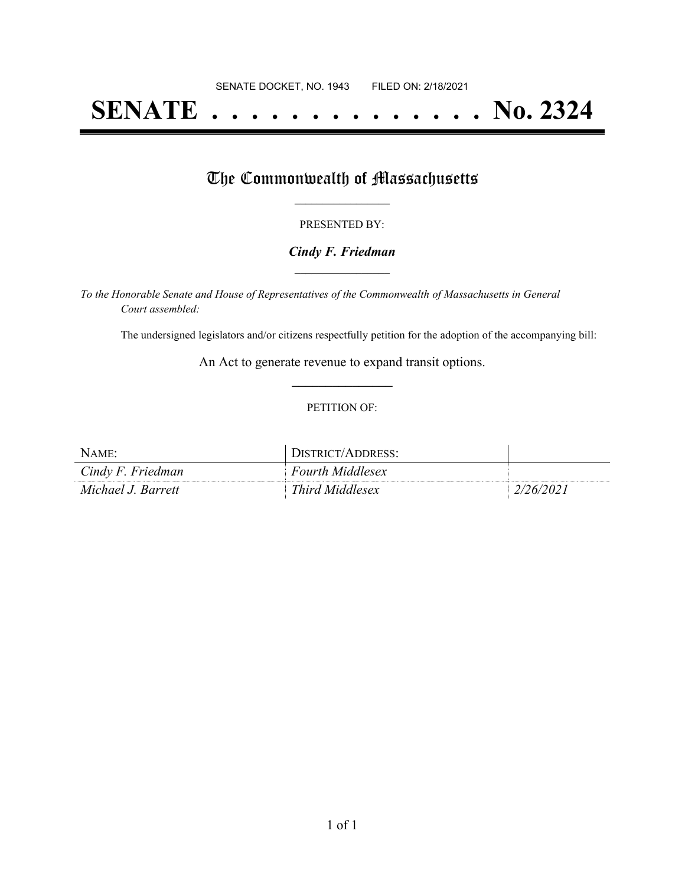SENATE DOCKET, NO. 1943        FILED ON: 2/18/2021

# SENATE . . . . . . . . . . . . . . No. 2324

## The Commonwealth of Massachusetts

PRESENTED BY:

***Cindy F. Friedman***

*To the Honorable Senate and House of Representatives of the Commonwealth of Massachusetts in General Court assembled:*

The undersigned legislators and/or citizens respectfully petition for the adoption of the accompanying bill:

An Act to generate revenue to expand transit options.

PETITION OF:

| NAME: | DISTRICT/ADDRESS: | |
|---|---|---|
| *Cindy F. Friedman* | *Fourth Middlesex* | |
| *Michael J. Barrett* | *Third Middlesex* | *2/26/2021* |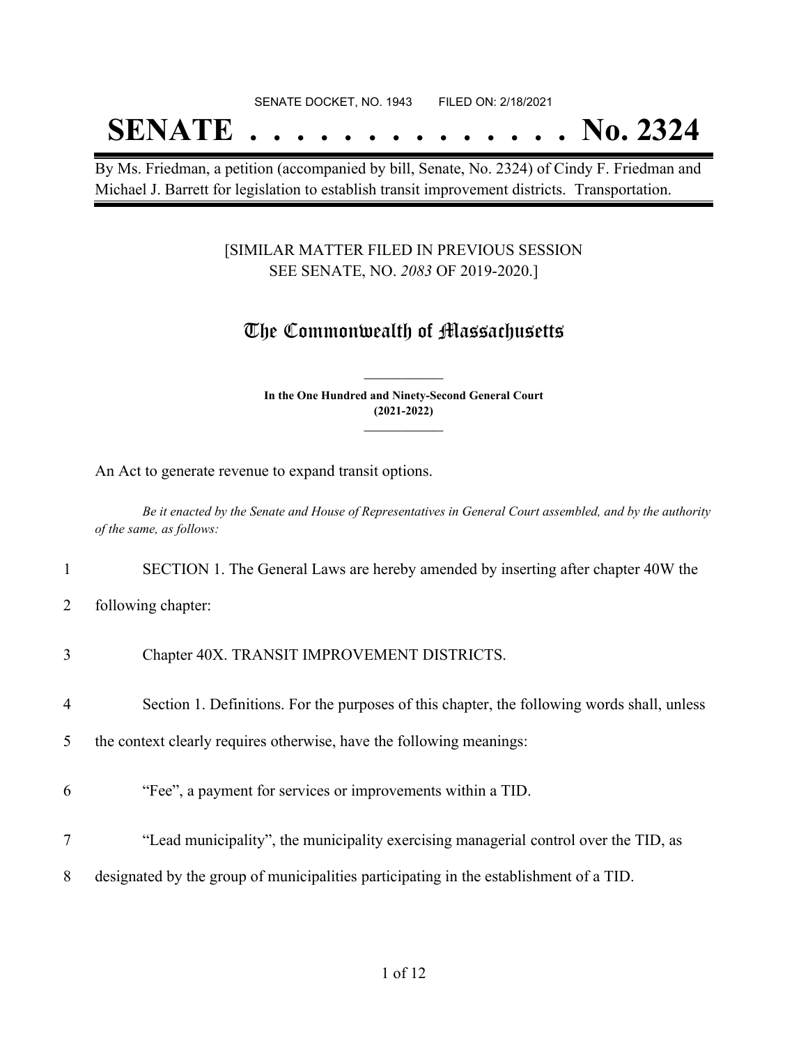SENATE DOCKET, NO. 1943        FILED ON: 2/18/2021

# SENATE . . . . . . . . . . . . . . No. 2324

By Ms. Friedman, a petition (accompanied by bill, Senate, No. 2324) of Cindy F. Friedman and Michael J. Barrett for legislation to establish transit improvement districts. Transportation.

[SIMILAR MATTER FILED IN PREVIOUS SESSION SEE SENATE, NO. *2083* OF 2019-2020.]

## The Commonwealth of Massachusetts

**In the One Hundred and Ninety-Second General Court (2021-2022)**

An Act to generate revenue to expand transit options.

*Be it enacted by the Senate and House of Representatives in General Court assembled, and by the authority of the same, as follows:*

1 SECTION 1. The General Laws are hereby amended by inserting after chapter 40W the

2 following chapter:

3 Chapter 40X. TRANSIT IMPROVEMENT DISTRICTS.

4 Section 1. Definitions. For the purposes of this chapter, the following words shall, unless

5 the context clearly requires otherwise, have the following meanings:

6 "Fee", a payment for services or improvements within a TID.

7 "Lead municipality", the municipality exercising managerial control over the TID, as

8 designated by the group of municipalities participating in the establishment of a TID.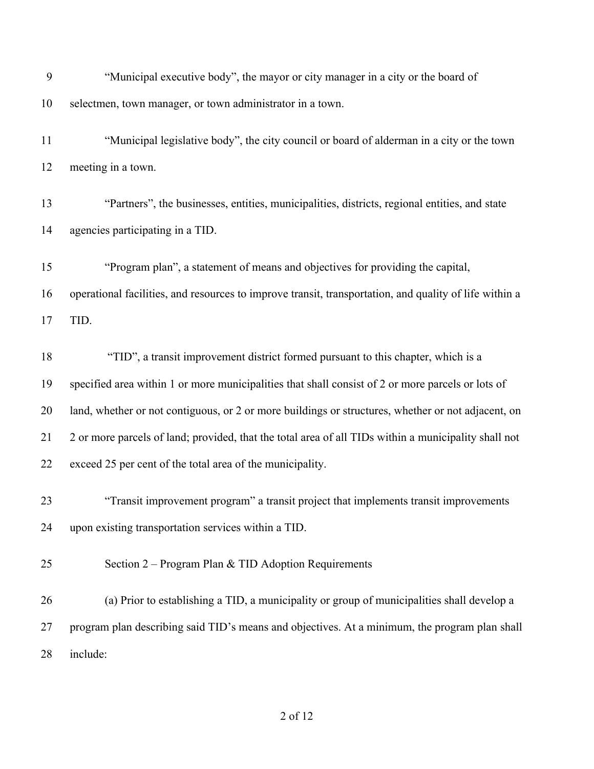"Municipal executive body", the mayor or city manager in a city or the board of selectmen, town manager, or town administrator in a town.

"Municipal legislative body", the city council or board of alderman in a city or the town meeting in a town.

"Partners", the businesses, entities, municipalities, districts, regional entities, and state agencies participating in a TID.

"Program plan", a statement of means and objectives for providing the capital, operational facilities, and resources to improve transit, transportation, and quality of life within a TID.

"TID", a transit improvement district formed pursuant to this chapter, which is a specified area within 1 or more municipalities that shall consist of 2 or more parcels or lots of land, whether or not contiguous, or 2 or more buildings or structures, whether or not adjacent, on 2 or more parcels of land; provided, that the total area of all TIDs within a municipality shall not exceed 25 per cent of the total area of the municipality.

"Transit improvement program" a transit project that implements transit improvements upon existing transportation services within a TID.

Section 2 – Program Plan & TID Adoption Requirements

(a) Prior to establishing a TID, a municipality or group of municipalities shall develop a program plan describing said TID's means and objectives. At a minimum, the program plan shall include: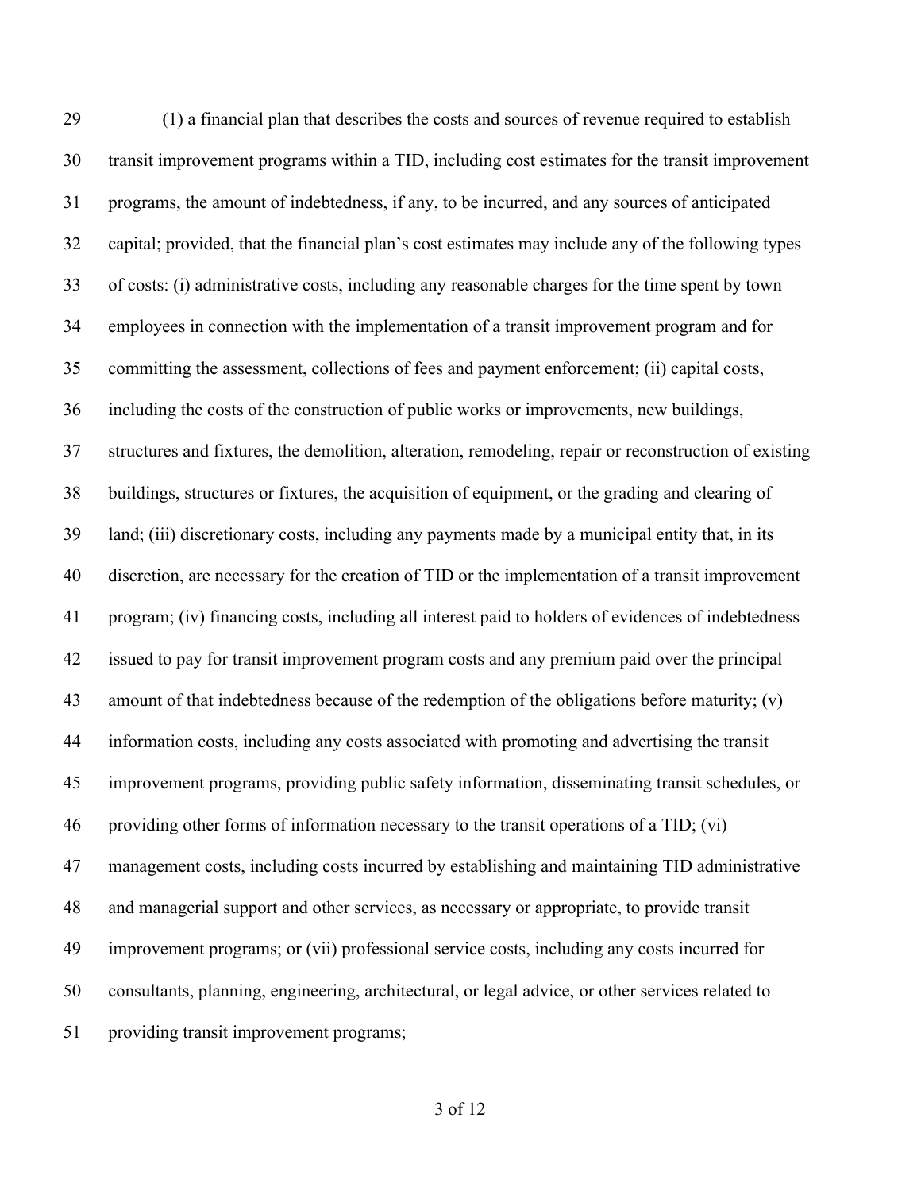(1) a financial plan that describes the costs and sources of revenue required to establish transit improvement programs within a TID, including cost estimates for the transit improvement programs, the amount of indebtedness, if any, to be incurred, and any sources of anticipated capital; provided, that the financial plan's cost estimates may include any of the following types of costs: (i) administrative costs, including any reasonable charges for the time spent by town employees in connection with the implementation of a transit improvement program and for committing the assessment, collections of fees and payment enforcement; (ii) capital costs, including the costs of the construction of public works or improvements, new buildings, structures and fixtures, the demolition, alteration, remodeling, repair or reconstruction of existing buildings, structures or fixtures, the acquisition of equipment, or the grading and clearing of land; (iii) discretionary costs, including any payments made by a municipal entity that, in its discretion, are necessary for the creation of TID or the implementation of a transit improvement program; (iv) financing costs, including all interest paid to holders of evidences of indebtedness issued to pay for transit improvement program costs and any premium paid over the principal amount of that indebtedness because of the redemption of the obligations before maturity; (v) information costs, including any costs associated with promoting and advertising the transit improvement programs, providing public safety information, disseminating transit schedules, or providing other forms of information necessary to the transit operations of a TID; (vi) management costs, including costs incurred by establishing and maintaining TID administrative and managerial support and other services, as necessary or appropriate, to provide transit improvement programs; or (vii) professional service costs, including any costs incurred for consultants, planning, engineering, architectural, or legal advice, or other services related to providing transit improvement programs;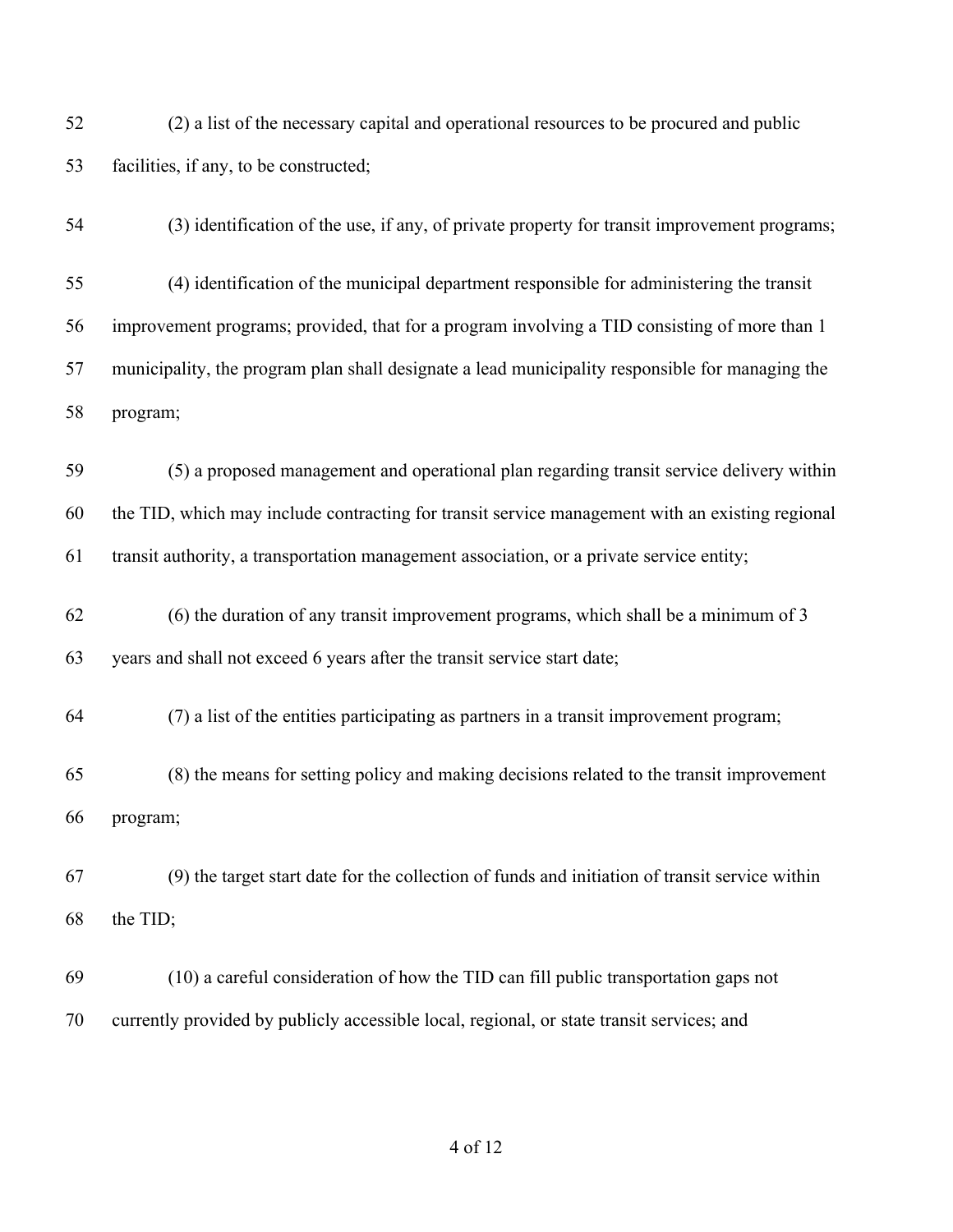(2) a list of the necessary capital and operational resources to be procured and public facilities, if any, to be constructed;

(3) identification of the use, if any, of private property for transit improvement programs;

(4) identification of the municipal department responsible for administering the transit improvement programs; provided, that for a program involving a TID consisting of more than 1 municipality, the program plan shall designate a lead municipality responsible for managing the program;

(5) a proposed management and operational plan regarding transit service delivery within the TID, which may include contracting for transit service management with an existing regional transit authority, a transportation management association, or a private service entity;

(6) the duration of any transit improvement programs, which shall be a minimum of 3 years and shall not exceed 6 years after the transit service start date;

(7) a list of the entities participating as partners in a transit improvement program;

(8) the means for setting policy and making decisions related to the transit improvement program;

(9) the target start date for the collection of funds and initiation of transit service within the TID;

(10) a careful consideration of how the TID can fill public transportation gaps not currently provided by publicly accessible local, regional, or state transit services; and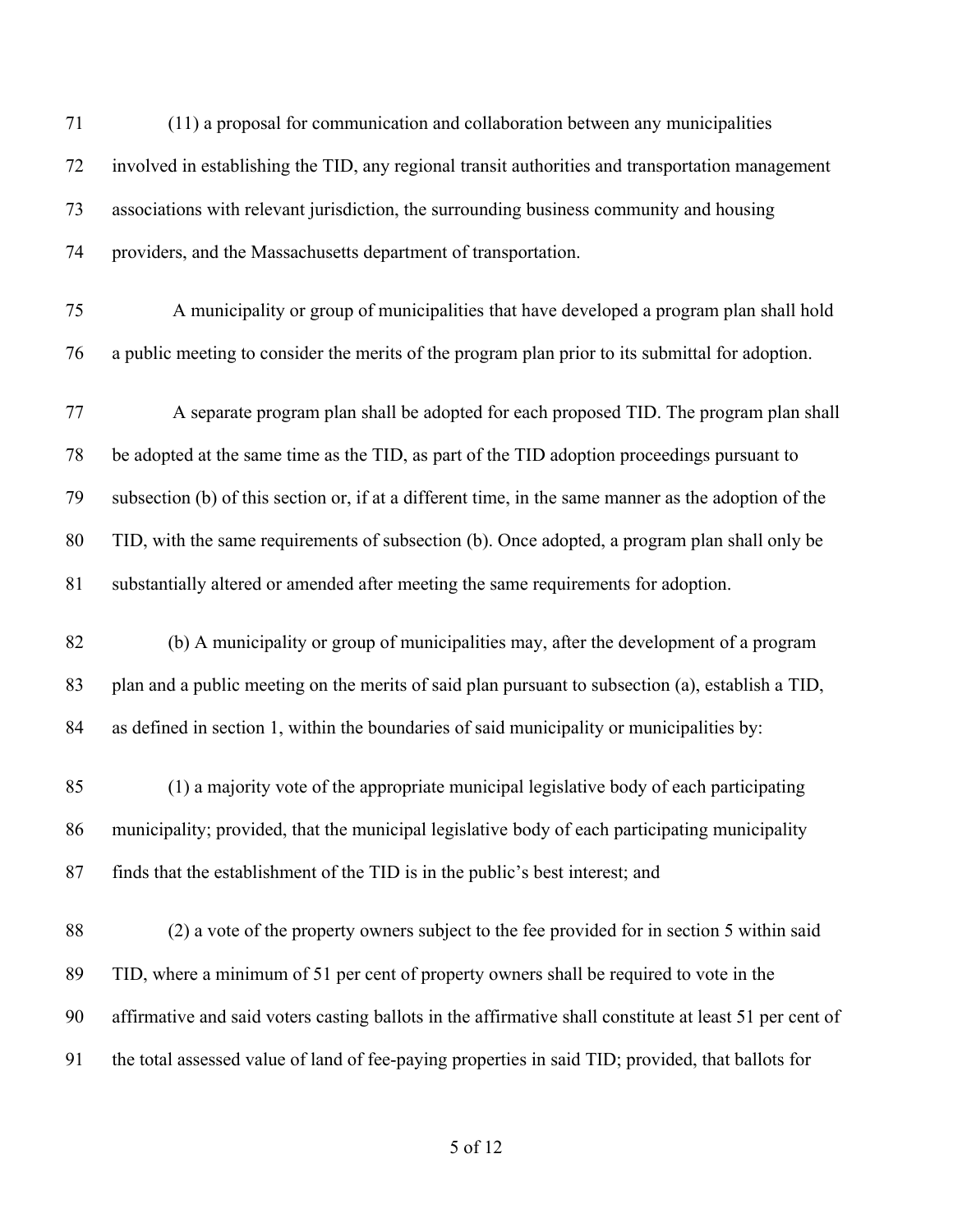(11) a proposal for communication and collaboration between any municipalities involved in establishing the TID, any regional transit authorities and transportation management associations with relevant jurisdiction, the surrounding business community and housing providers, and the Massachusetts department of transportation.

A municipality or group of municipalities that have developed a program plan shall hold a public meeting to consider the merits of the program plan prior to its submittal for adoption.

A separate program plan shall be adopted for each proposed TID. The program plan shall be adopted at the same time as the TID, as part of the TID adoption proceedings pursuant to subsection (b) of this section or, if at a different time, in the same manner as the adoption of the TID, with the same requirements of subsection (b). Once adopted, a program plan shall only be substantially altered or amended after meeting the same requirements for adoption.

(b) A municipality or group of municipalities may, after the development of a program plan and a public meeting on the merits of said plan pursuant to subsection (a), establish a TID, as defined in section 1, within the boundaries of said municipality or municipalities by:

(1) a majority vote of the appropriate municipal legislative body of each participating municipality; provided, that the municipal legislative body of each participating municipality finds that the establishment of the TID is in the public's best interest; and

(2) a vote of the property owners subject to the fee provided for in section 5 within said TID, where a minimum of 51 per cent of property owners shall be required to vote in the affirmative and said voters casting ballots in the affirmative shall constitute at least 51 per cent of the total assessed value of land of fee-paying properties in said TID; provided, that ballots for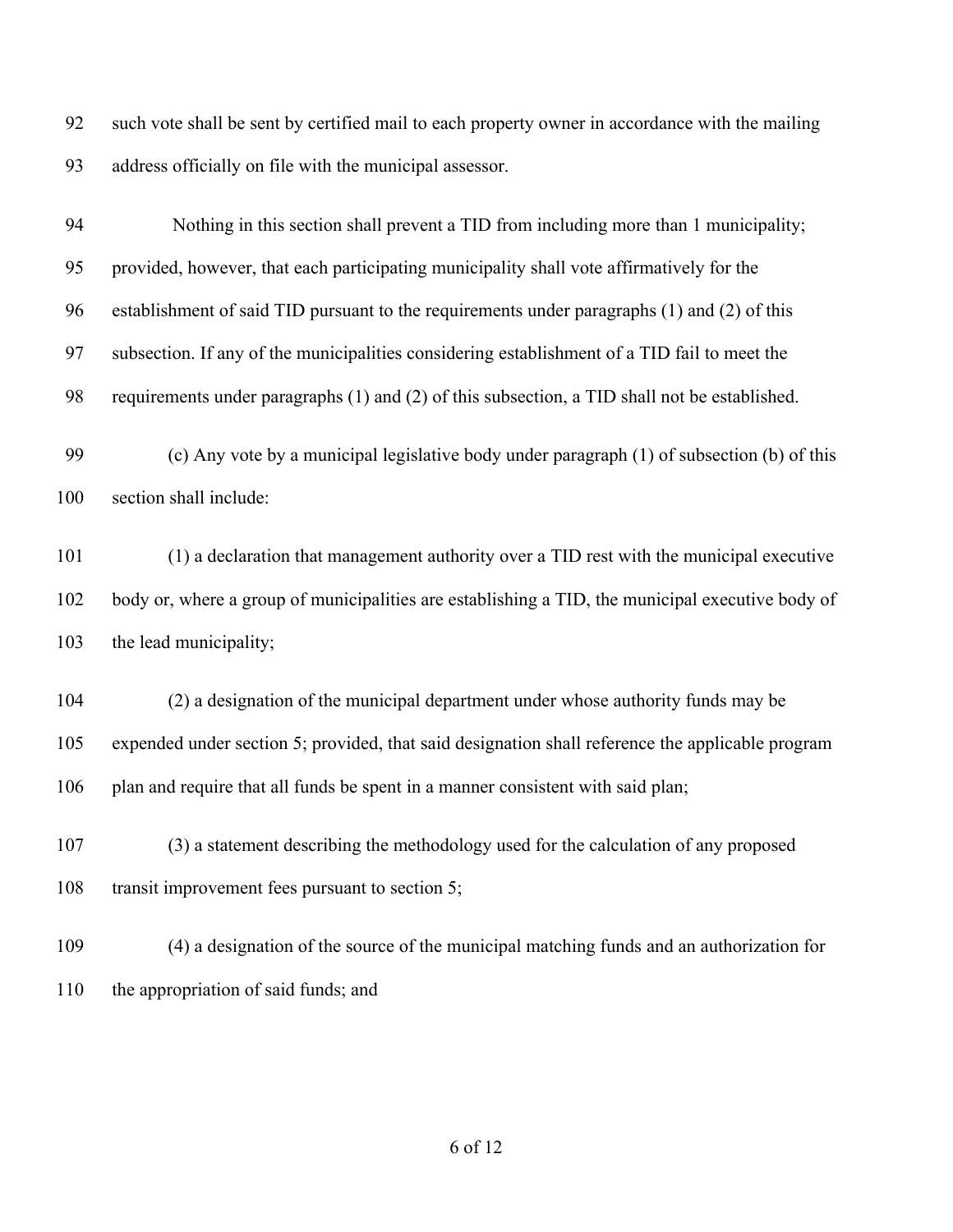such vote shall be sent by certified mail to each property owner in accordance with the mailing address officially on file with the municipal assessor.

Nothing in this section shall prevent a TID from including more than 1 municipality; provided, however, that each participating municipality shall vote affirmatively for the establishment of said TID pursuant to the requirements under paragraphs (1) and (2) of this subsection. If any of the municipalities considering establishment of a TID fail to meet the requirements under paragraphs (1) and (2) of this subsection, a TID shall not be established.

(c) Any vote by a municipal legislative body under paragraph (1) of subsection (b) of this section shall include:

(1) a declaration that management authority over a TID rest with the municipal executive body or, where a group of municipalities are establishing a TID, the municipal executive body of the lead municipality;

(2) a designation of the municipal department under whose authority funds may be expended under section 5; provided, that said designation shall reference the applicable program plan and require that all funds be spent in a manner consistent with said plan;

(3) a statement describing the methodology used for the calculation of any proposed transit improvement fees pursuant to section 5;

(4) a designation of the source of the municipal matching funds and an authorization for the appropriation of said funds; and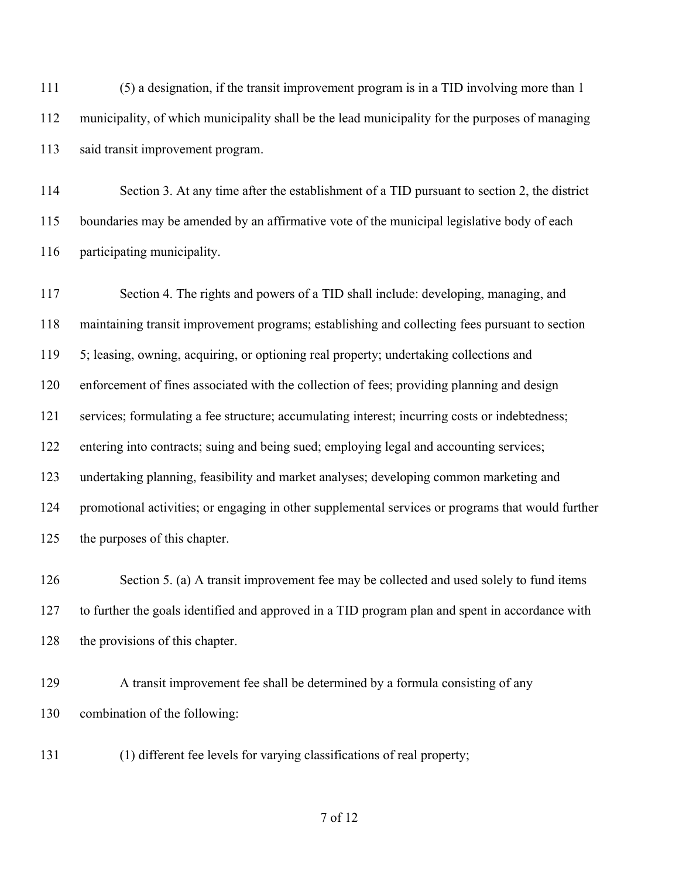(5) a designation, if the transit improvement program is in a TID involving more than 1 municipality, of which municipality shall be the lead municipality for the purposes of managing said transit improvement program.

Section 3. At any time after the establishment of a TID pursuant to section 2, the district boundaries may be amended by an affirmative vote of the municipal legislative body of each participating municipality.

Section 4. The rights and powers of a TID shall include: developing, managing, and maintaining transit improvement programs; establishing and collecting fees pursuant to section 5; leasing, owning, acquiring, or optioning real property; undertaking collections and enforcement of fines associated with the collection of fees; providing planning and design services; formulating a fee structure; accumulating interest; incurring costs or indebtedness; entering into contracts; suing and being sued; employing legal and accounting services; undertaking planning, feasibility and market analyses; developing common marketing and promotional activities; or engaging in other supplemental services or programs that would further the purposes of this chapter.

Section 5. (a) A transit improvement fee may be collected and used solely to fund items to further the goals identified and approved in a TID program plan and spent in accordance with the provisions of this chapter.

A transit improvement fee shall be determined by a formula consisting of any combination of the following:

(1) different fee levels for varying classifications of real property;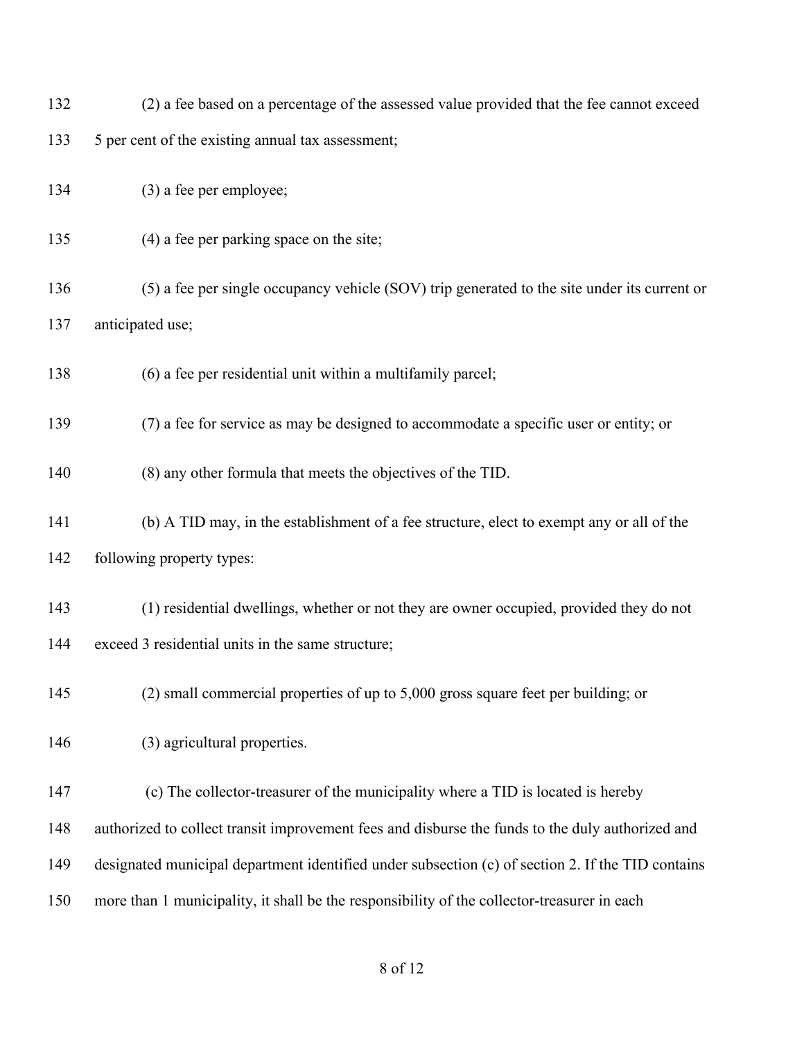(2) a fee based on a percentage of the assessed value provided that the fee cannot exceed 5 per cent of the existing annual tax assessment;

(3) a fee per employee;

(4) a fee per parking space on the site;

(5) a fee per single occupancy vehicle (SOV) trip generated to the site under its current or anticipated use;

(6) a fee per residential unit within a multifamily parcel;

(7) a fee for service as may be designed to accommodate a specific user or entity; or

(8) any other formula that meets the objectives of the TID.

(b) A TID may, in the establishment of a fee structure, elect to exempt any or all of the following property types:

(1) residential dwellings, whether or not they are owner occupied, provided they do not exceed 3 residential units in the same structure;

(2) small commercial properties of up to 5,000 gross square feet per building; or

(3) agricultural properties.

(c) The collector-treasurer of the municipality where a TID is located is hereby authorized to collect transit improvement fees and disburse the funds to the duly authorized and designated municipal department identified under subsection (c) of section 2. If the TID contains more than 1 municipality, it shall be the responsibility of the collector-treasurer in each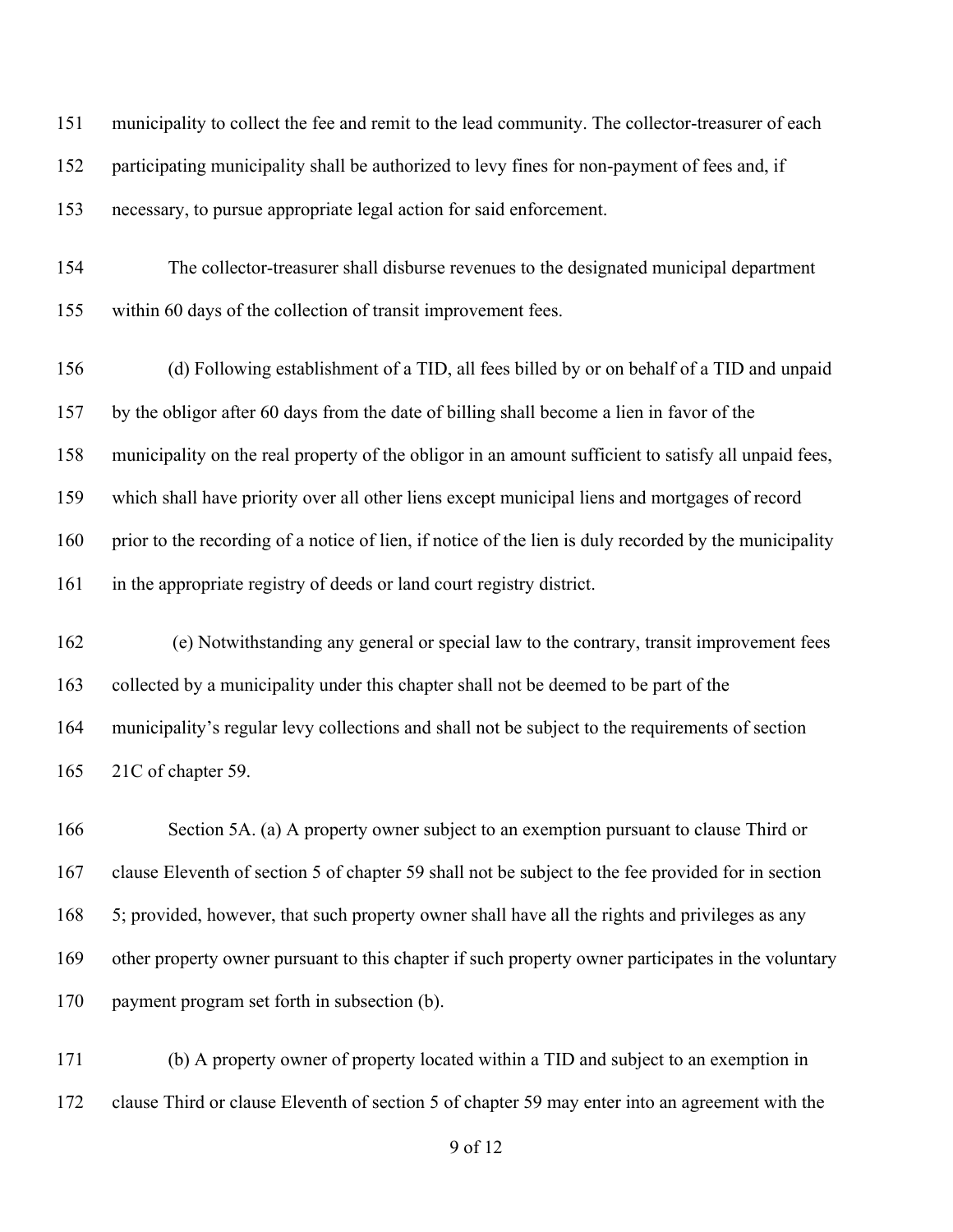municipality to collect the fee and remit to the lead community. The collector-treasurer of each participating municipality shall be authorized to levy fines for non-payment of fees and, if necessary, to pursue appropriate legal action for said enforcement.

The collector-treasurer shall disburse revenues to the designated municipal department within 60 days of the collection of transit improvement fees.

(d) Following establishment of a TID, all fees billed by or on behalf of a TID and unpaid by the obligor after 60 days from the date of billing shall become a lien in favor of the municipality on the real property of the obligor in an amount sufficient to satisfy all unpaid fees, which shall have priority over all other liens except municipal liens and mortgages of record prior to the recording of a notice of lien, if notice of the lien is duly recorded by the municipality in the appropriate registry of deeds or land court registry district.

(e) Notwithstanding any general or special law to the contrary, transit improvement fees collected by a municipality under this chapter shall not be deemed to be part of the municipality's regular levy collections and shall not be subject to the requirements of section 21C of chapter 59.

Section 5A. (a) A property owner subject to an exemption pursuant to clause Third or clause Eleventh of section 5 of chapter 59 shall not be subject to the fee provided for in section 5; provided, however, that such property owner shall have all the rights and privileges as any other property owner pursuant to this chapter if such property owner participates in the voluntary payment program set forth in subsection (b).

(b) A property owner of property located within a TID and subject to an exemption in clause Third or clause Eleventh of section 5 of chapter 59 may enter into an agreement with the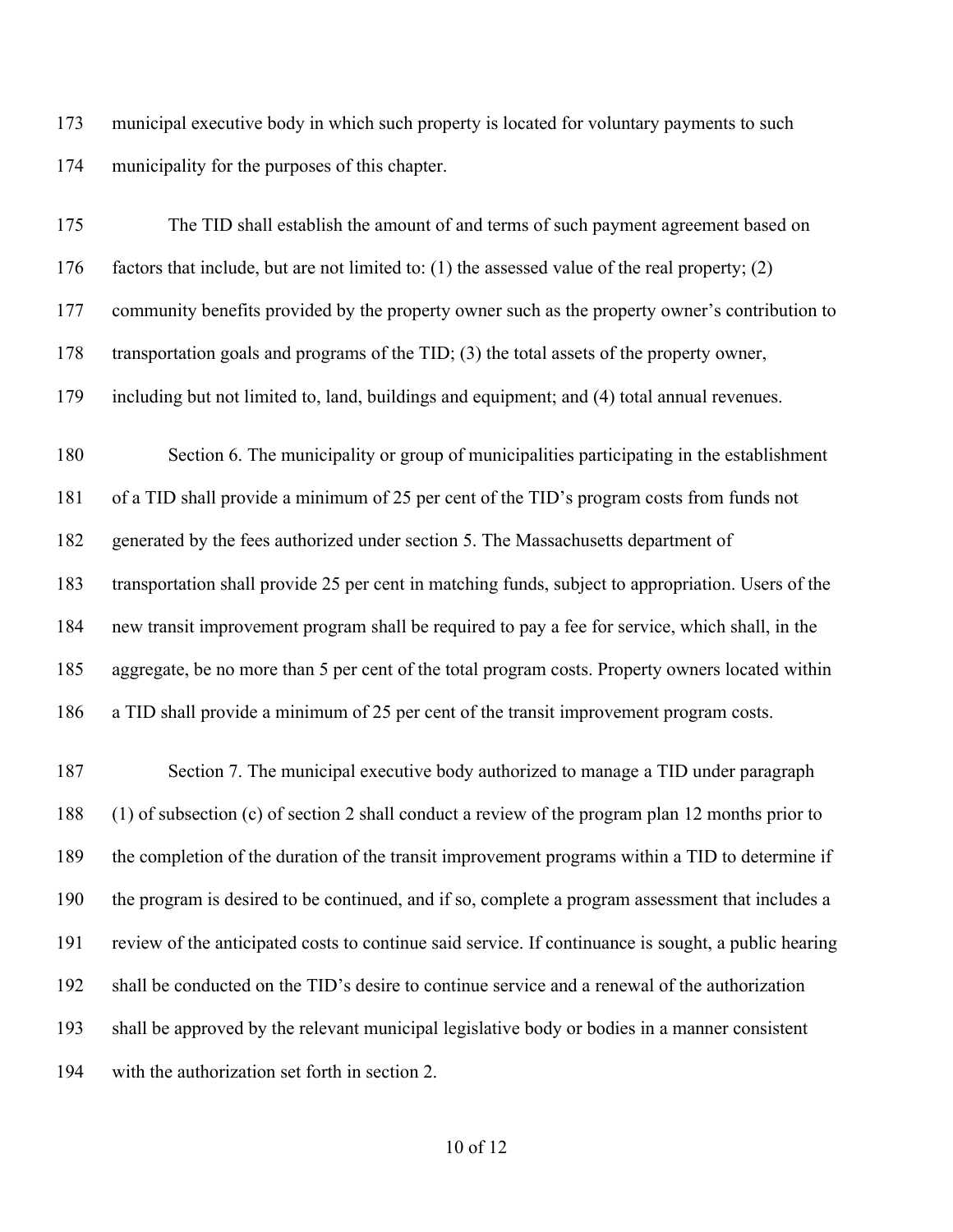municipal executive body in which such property is located for voluntary payments to such municipality for the purposes of this chapter.

The TID shall establish the amount of and terms of such payment agreement based on factors that include, but are not limited to: (1) the assessed value of the real property; (2) community benefits provided by the property owner such as the property owner's contribution to transportation goals and programs of the TID; (3) the total assets of the property owner, including but not limited to, land, buildings and equipment; and (4) total annual revenues.

Section 6. The municipality or group of municipalities participating in the establishment of a TID shall provide a minimum of 25 per cent of the TID's program costs from funds not generated by the fees authorized under section 5. The Massachusetts department of transportation shall provide 25 per cent in matching funds, subject to appropriation. Users of the new transit improvement program shall be required to pay a fee for service, which shall, in the aggregate, be no more than 5 per cent of the total program costs. Property owners located within a TID shall provide a minimum of 25 per cent of the transit improvement program costs.

Section 7. The municipal executive body authorized to manage a TID under paragraph (1) of subsection (c) of section 2 shall conduct a review of the program plan 12 months prior to the completion of the duration of the transit improvement programs within a TID to determine if the program is desired to be continued, and if so, complete a program assessment that includes a review of the anticipated costs to continue said service. If continuance is sought, a public hearing shall be conducted on the TID's desire to continue service and a renewal of the authorization shall be approved by the relevant municipal legislative body or bodies in a manner consistent with the authorization set forth in section 2.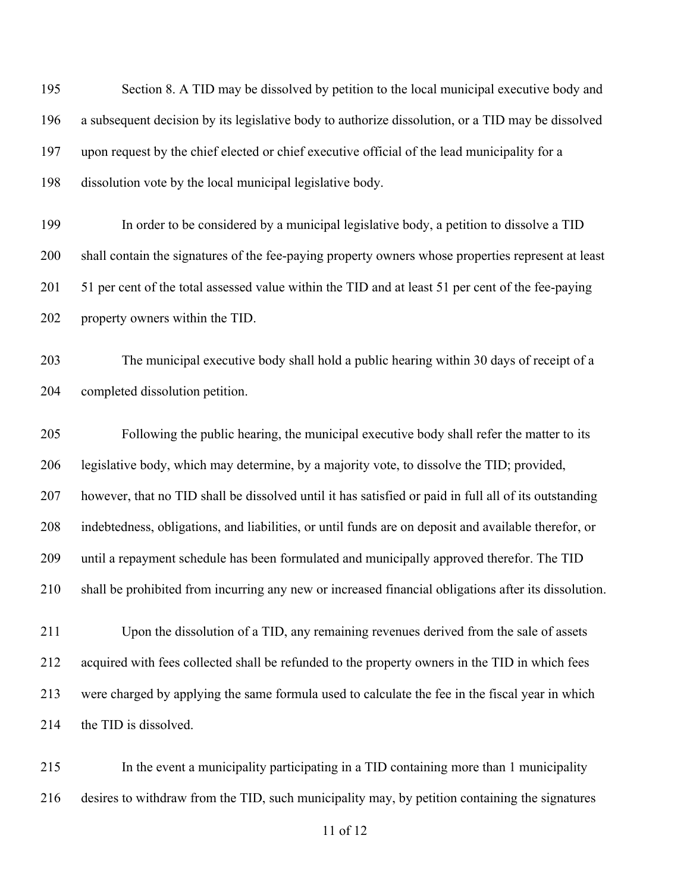Section 8. A TID may be dissolved by petition to the local municipal executive body and a subsequent decision by its legislative body to authorize dissolution, or a TID may be dissolved upon request by the chief elected or chief executive official of the lead municipality for a dissolution vote by the local municipal legislative body.

In order to be considered by a municipal legislative body, a petition to dissolve a TID shall contain the signatures of the fee-paying property owners whose properties represent at least 51 per cent of the total assessed value within the TID and at least 51 per cent of the fee-paying property owners within the TID.

The municipal executive body shall hold a public hearing within 30 days of receipt of a completed dissolution petition.

Following the public hearing, the municipal executive body shall refer the matter to its legislative body, which may determine, by a majority vote, to dissolve the TID; provided, however, that no TID shall be dissolved until it has satisfied or paid in full all of its outstanding indebtedness, obligations, and liabilities, or until funds are on deposit and available therefor, or until a repayment schedule has been formulated and municipally approved therefor. The TID shall be prohibited from incurring any new or increased financial obligations after its dissolution.

Upon the dissolution of a TID, any remaining revenues derived from the sale of assets acquired with fees collected shall be refunded to the property owners in the TID in which fees were charged by applying the same formula used to calculate the fee in the fiscal year in which the TID is dissolved.

In the event a municipality participating in a TID containing more than 1 municipality desires to withdraw from the TID, such municipality may, by petition containing the signatures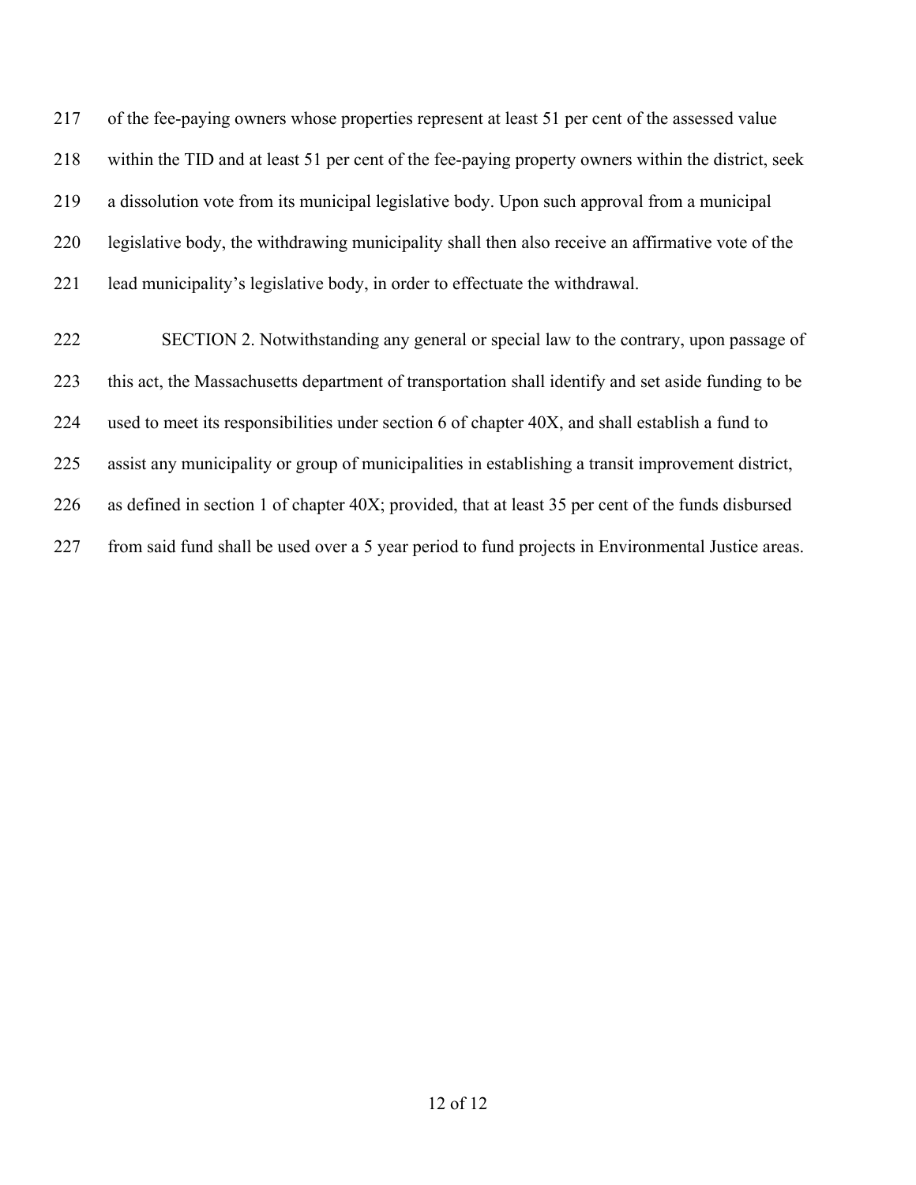of the fee-paying owners whose properties represent at least 51 per cent of the assessed value within the TID and at least 51 per cent of the fee-paying property owners within the district, seek a dissolution vote from its municipal legislative body. Upon such approval from a municipal legislative body, the withdrawing municipality shall then also receive an affirmative vote of the lead municipality's legislative body, in order to effectuate the withdrawal.

SECTION 2. Notwithstanding any general or special law to the contrary, upon passage of this act, the Massachusetts department of transportation shall identify and set aside funding to be used to meet its responsibilities under section 6 of chapter 40X, and shall establish a fund to assist any municipality or group of municipalities in establishing a transit improvement district, as defined in section 1 of chapter 40X; provided, that at least 35 per cent of the funds disbursed from said fund shall be used over a 5 year period to fund projects in Environmental Justice areas.